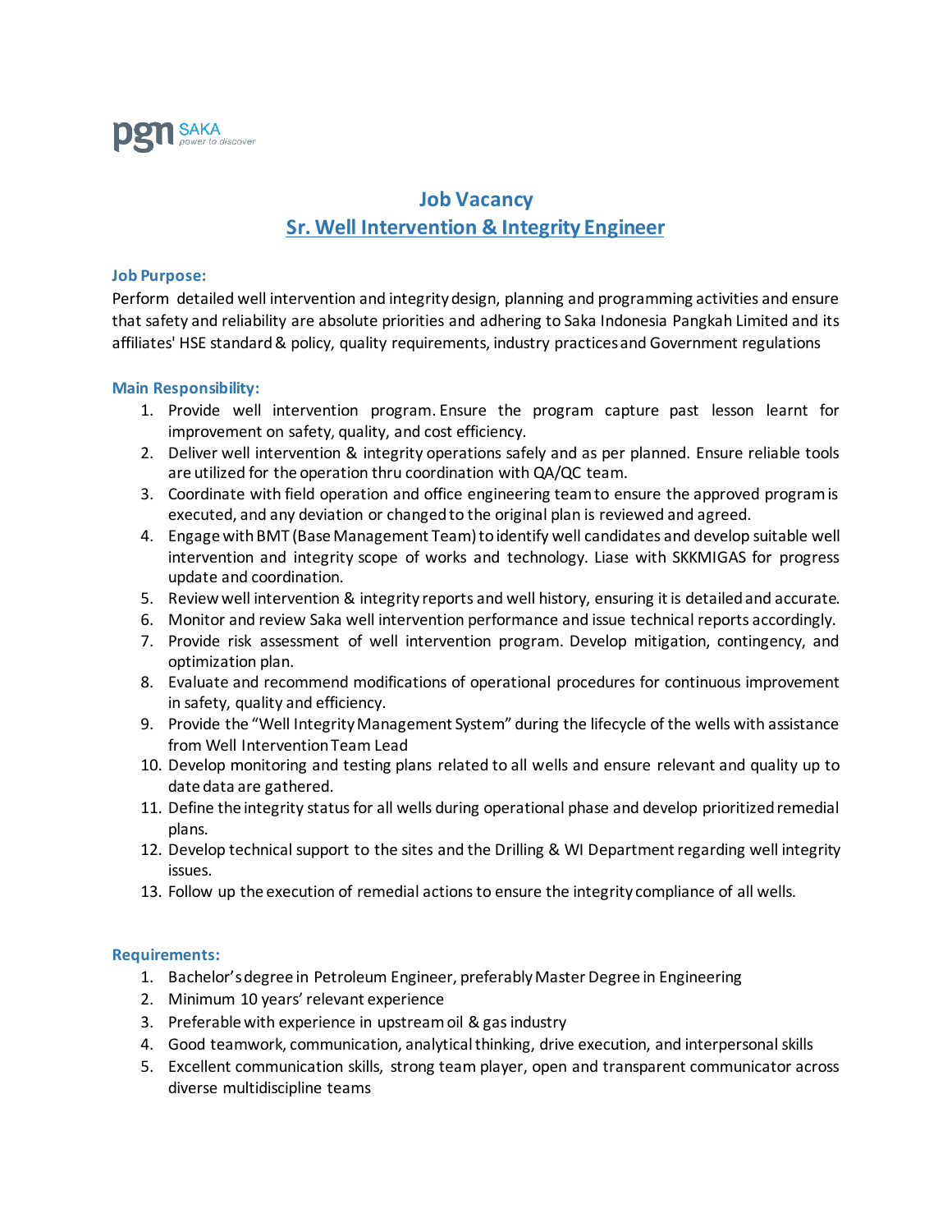pgn SAKA
*power to discover*

# Job Vacancy
## Sr. Well Intervention & Integrity Engineer

### Job Purpose:

Perform detailed well intervention and integrity design, planning and programming activities and ensure that safety and reliability are absolute priorities and adhering to Saka Indonesia Pangkah Limited and its affiliates' HSE standard & policy, quality requirements, industry practices and Government regulations

### Main Responsibility:

1. Provide well intervention program. Ensure the program capture past lesson learnt for improvement on safety, quality, and cost efficiency.
2. Deliver well intervention & integrity operations safely and as per planned. Ensure reliable tools are utilized for the operation thru coordination with QA/QC team.
3. Coordinate with field operation and office engineering team to ensure the approved program is executed, and any deviation or changed to the original plan is reviewed and agreed.
4. Engage with BMT (Base Management Team) to identify well candidates and develop suitable well intervention and integrity scope of works and technology. Liase with SKKMIGAS for progress update and coordination.
5. Review well intervention & integrity reports and well history, ensuring it is detailed and accurate.
6. Monitor and review Saka well intervention performance and issue technical reports accordingly.
7. Provide risk assessment of well intervention program. Develop mitigation, contingency, and optimization plan.
8. Evaluate and recommend modifications of operational procedures for continuous improvement in safety, quality and efficiency.
9. Provide the “Well Integrity Management System” during the lifecycle of the wells with assistance from Well Intervention Team Lead
10. Develop monitoring and testing plans related to all wells and ensure relevant and quality up to date data are gathered.
11. Define the integrity status for all wells during operational phase and develop prioritized remedial plans.
12. Develop technical support to the sites and the Drilling & WI Department regarding well integrity issues.
13. Follow up the execution of remedial actions to ensure the integrity compliance of all wells.

### Requirements:

1. Bachelor’s degree in Petroleum Engineer, preferably Master Degree in Engineering
2. Minimum 10 years’ relevant experience
3. Preferable with experience in upstream oil & gas industry
4. Good teamwork, communication, analytical thinking, drive execution, and interpersonal skills
5. Excellent communication skills, strong team player, open and transparent communicator across diverse multidiscipline teams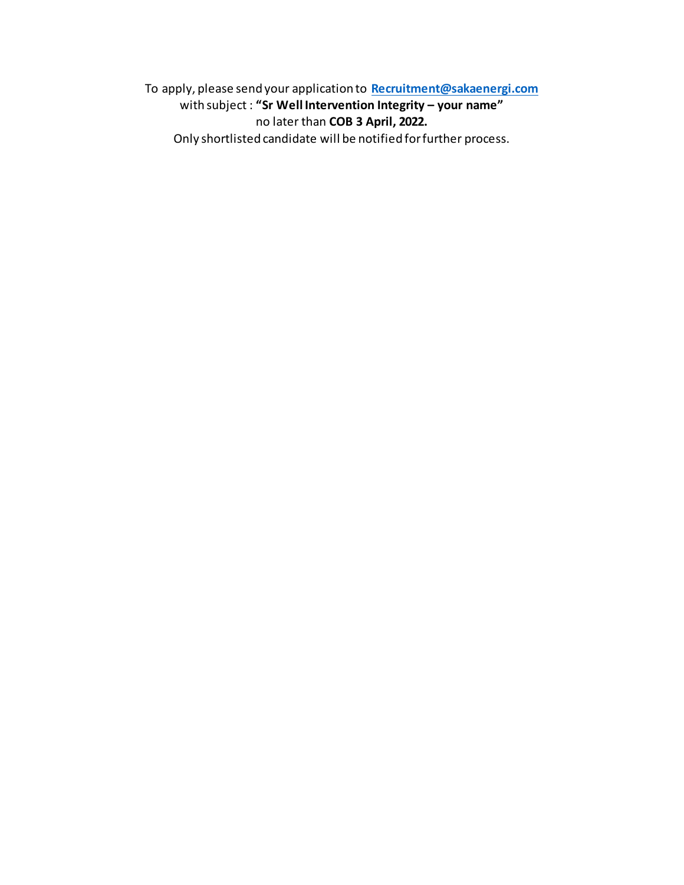To apply, please send your application to **Recruitment@sakaenergi.com**
with subject : **"Sr Well Intervention Integrity – your name"**
no later than **COB 3 April, 2022.**
Only shortlisted candidate will be notified for further process.